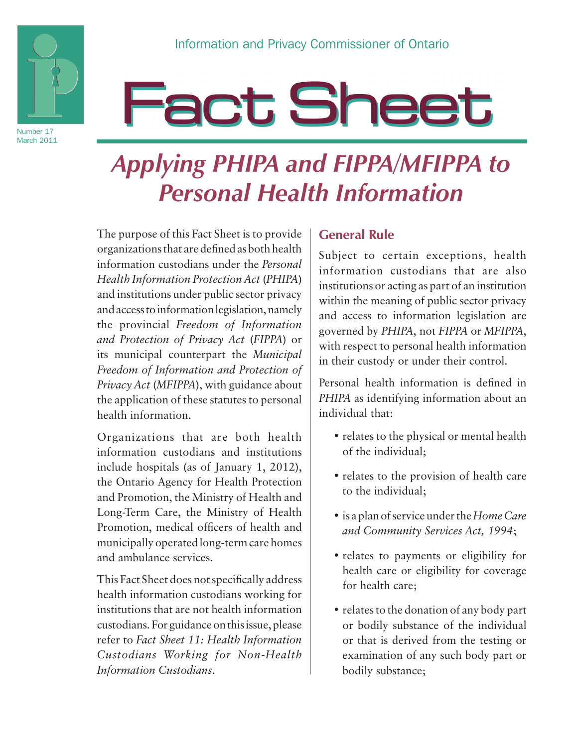Information and Privacy Commissioner of Ontario

# Fact Sheet

Number 17
March 2011

## *Applying PHIPA and FIPPA/MFIPPA to Personal Health Information*

The purpose of this Fact Sheet is to provide organizations that are defined as both health information custodians under the *Personal Health Information Protection Act* (*PHIPA*) and institutions under public sector privacy and access to information legislation, namely the provincial *Freedom of Information and Protection of Privacy Act* (*FIPPA*) or its municipal counterpart the *Municipal Freedom of Information and Protection of Privacy Act* (*MFIPPA*), with guidance about the application of these statutes to personal health information.

Organizations that are both health information custodians and institutions include hospitals (as of January 1, 2012), the Ontario Agency for Health Protection and Promotion, the Ministry of Health and Long-Term Care, the Ministry of Health Promotion, medical officers of health and municipally operated long-term care homes and ambulance services.

This Fact Sheet does not specifically address health information custodians working for institutions that are not health information custodians. For guidance on this issue, please refer to *Fact Sheet 11: Health Information Custodians Working for Non-Health Information Custodians*.

### General Rule

Subject to certain exceptions, health information custodians that are also institutions or acting as part of an institution within the meaning of public sector privacy and access to information legislation are governed by *PHIPA*, not *FIPPA* or *MFIPPA*, with respect to personal health information in their custody or under their control.

Personal health information is defined in *PHIPA* as identifying information about an individual that:

- relates to the physical or mental health of the individual;
- relates to the provision of health care to the individual;
- is a plan of service under the *Home Care and Community Services Act, 1994*;
- relates to payments or eligibility for health care or eligibility for coverage for health care;
- relates to the donation of any body part or bodily substance of the individual or that is derived from the testing or examination of any such body part or bodily substance;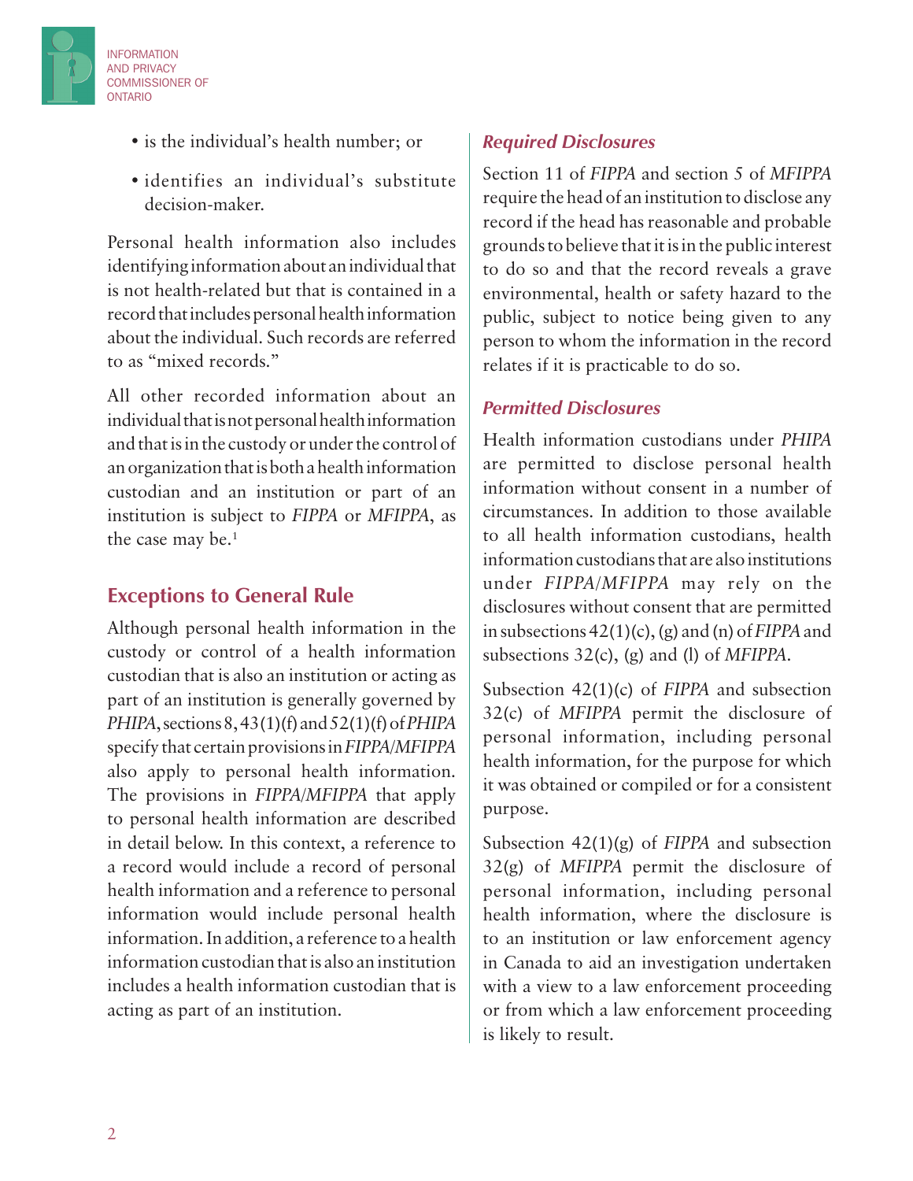- is the individual's health number; or
- identifies an individual's substitute decision-maker.

Personal health information also includes identifying information about an individual that is not health-related but that is contained in a record that includes personal health information about the individual. Such records are referred to as "mixed records."

All other recorded information about an individual that is not personal health information and that is in the custody or under the control of an organization that is both a health information custodian and an institution or part of an institution is subject to *FIPPA* or *MFIPPA*, as the case may be.[1]

## Exceptions to General Rule

Although personal health information in the custody or control of a health information custodian that is also an institution or acting as part of an institution is generally governed by *PHIPA*, sections 8, 43(1)(f) and 52(1)(f) of *PHIPA* specify that certain provisions in *FIPPA*/*MFIPPA* also apply to personal health information. The provisions in *FIPPA*/*MFIPPA* that apply to personal health information are described in detail below. In this context, a reference to a record would include a record of personal health information and a reference to personal information would include personal health information. In addition, a reference to a health information custodian that is also an institution includes a health information custodian that is acting as part of an institution.

### *Required Disclosures*

Section 11 of *FIPPA* and section 5 of *MFIPPA* require the head of an institution to disclose any record if the head has reasonable and probable grounds to believe that it is in the public interest to do so and that the record reveals a grave environmental, health or safety hazard to the public, subject to notice being given to any person to whom the information in the record relates if it is practicable to do so.

### *Permitted Disclosures*

Health information custodians under *PHIPA* are permitted to disclose personal health information without consent in a number of circumstances. In addition to those available to all health information custodians, health information custodians that are also institutions under *FIPPA*/*MFIPPA* may rely on the disclosures without consent that are permitted in subsections 42(1)(c), (g) and (n) of *FIPPA* and subsections 32(c), (g) and (l) of *MFIPPA*.

Subsection 42(1)(c) of *FIPPA* and subsection 32(c) of *MFIPPA* permit the disclosure of personal information, including personal health information, for the purpose for which it was obtained or compiled or for a consistent purpose.

Subsection 42(1)(g) of *FIPPA* and subsection 32(g) of *MFIPPA* permit the disclosure of personal information, including personal health information, where the disclosure is to an institution or law enforcement agency in Canada to aid an investigation undertaken with a view to a law enforcement proceeding or from which a law enforcement proceeding is likely to result.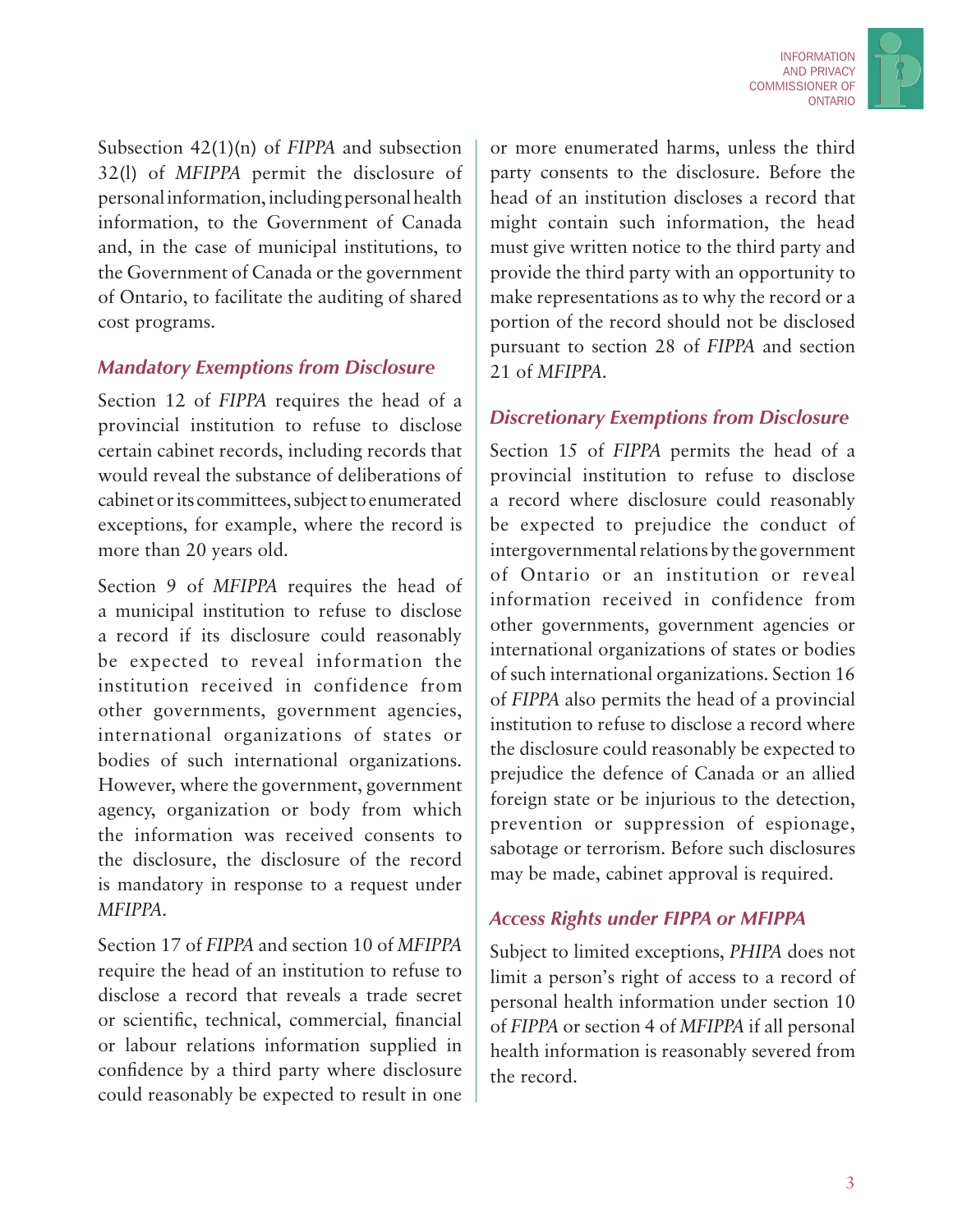Subsection 42(1)(n) of *FIPPA* and subsection 32(l) of *MFIPPA* permit the disclosure of personal information, including personal health information, to the Government of Canada and, in the case of municipal institutions, to the Government of Canada or the government of Ontario, to facilitate the auditing of shared cost programs.

### *Mandatory Exemptions from Disclosure*

Section 12 of *FIPPA* requires the head of a provincial institution to refuse to disclose certain cabinet records, including records that would reveal the substance of deliberations of cabinet or its committees, subject to enumerated exceptions, for example, where the record is more than 20 years old.

Section 9 of *MFIPPA* requires the head of a municipal institution to refuse to disclose a record if its disclosure could reasonably be expected to reveal information the institution received in confidence from other governments, government agencies, international organizations of states or bodies of such international organizations. However, where the government, government agency, organization or body from which the information was received consents to the disclosure, the disclosure of the record is mandatory in response to a request under *MFIPPA*.

Section 17 of *FIPPA* and section 10 of *MFIPPA* require the head of an institution to refuse to disclose a record that reveals a trade secret or scientific, technical, commercial, financial or labour relations information supplied in confidence by a third party where disclosure could reasonably be expected to result in one or more enumerated harms, unless the third party consents to the disclosure. Before the head of an institution discloses a record that might contain such information, the head must give written notice to the third party and provide the third party with an opportunity to make representations as to why the record or a portion of the record should not be disclosed pursuant to section 28 of *FIPPA* and section 21 of *MFIPPA*.

### *Discretionary Exemptions from Disclosure*

Section 15 of *FIPPA* permits the head of a provincial institution to refuse to disclose a record where disclosure could reasonably be expected to prejudice the conduct of intergovernmental relations by the government of Ontario or an institution or reveal information received in confidence from other governments, government agencies or international organizations of states or bodies of such international organizations. Section 16 of *FIPPA* also permits the head of a provincial institution to refuse to disclose a record where the disclosure could reasonably be expected to prejudice the defence of Canada or an allied foreign state or be injurious to the detection, prevention or suppression of espionage, sabotage or terrorism. Before such disclosures may be made, cabinet approval is required.

### *Access Rights under FIPPA or MFIPPA*

Subject to limited exceptions, *PHIPA* does not limit a person's right of access to a record of personal health information under section 10 of *FIPPA* or section 4 of *MFIPPA* if all personal health information is reasonably severed from the record.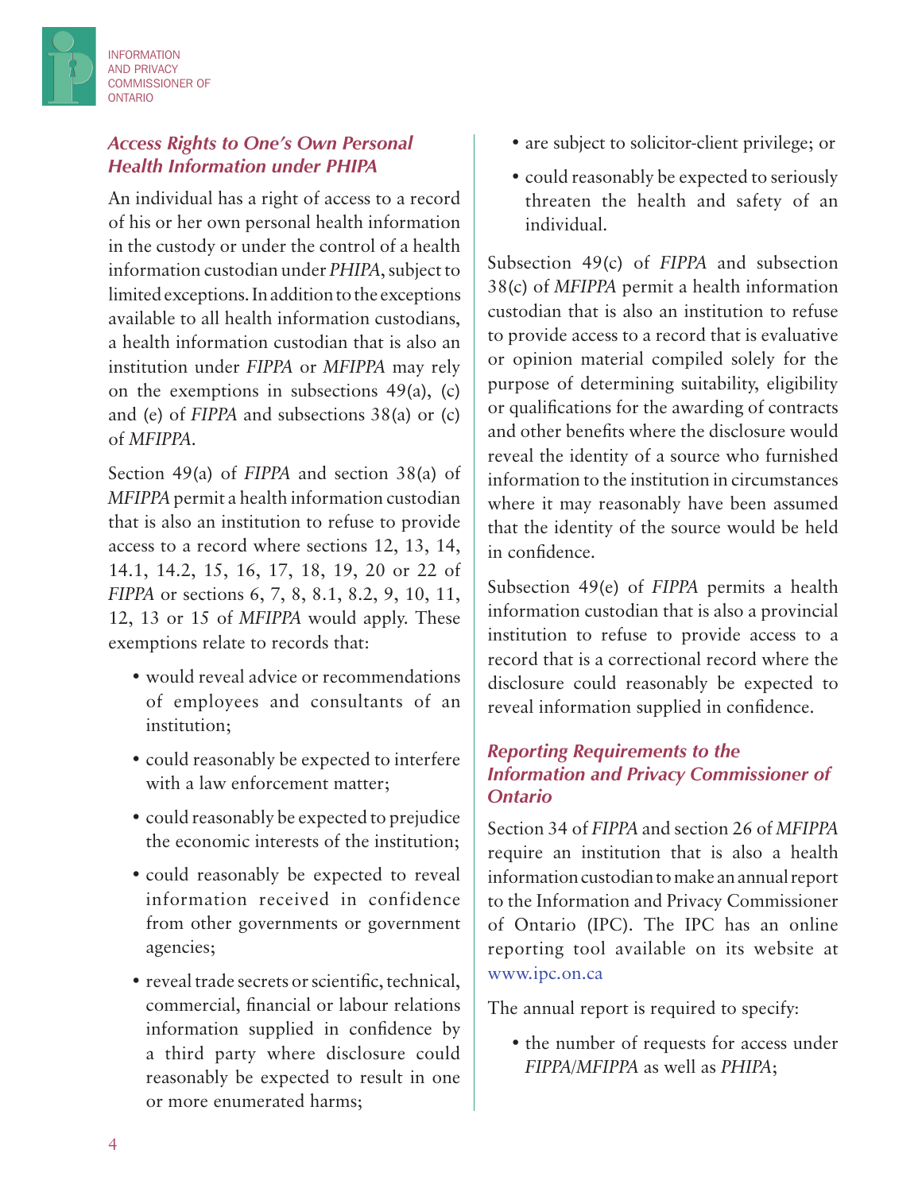### *Access Rights to One's Own Personal Health Information under PHIPA*

An individual has a right of access to a record of his or her own personal health information in the custody or under the control of a health information custodian under *PHIPA*, subject to limited exceptions. In addition to the exceptions available to all health information custodians, a health information custodian that is also an institution under *FIPPA* or *MFIPPA* may rely on the exemptions in subsections 49(a), (c) and (e) of *FIPPA* and subsections 38(a) or (c) of *MFIPPA*.

Section 49(a) of *FIPPA* and section 38(a) of *MFIPPA* permit a health information custodian that is also an institution to refuse to provide access to a record where sections 12, 13, 14, 14.1, 14.2, 15, 16, 17, 18, 19, 20 or 22 of *FIPPA* or sections 6, 7, 8, 8.1, 8.2, 9, 10, 11, 12, 13 or 15 of *MFIPPA* would apply. These exemptions relate to records that:

- would reveal advice or recommendations of employees and consultants of an institution;
- could reasonably be expected to interfere with a law enforcement matter;
- could reasonably be expected to prejudice the economic interests of the institution;
- could reasonably be expected to reveal information received in confidence from other governments or government agencies;
- reveal trade secrets or scientific, technical, commercial, financial or labour relations information supplied in confidence by a third party where disclosure could reasonably be expected to result in one or more enumerated harms;
- are subject to solicitor-client privilege; or
- could reasonably be expected to seriously threaten the health and safety of an individual.

Subsection 49(c) of *FIPPA* and subsection 38(c) of *MFIPPA* permit a health information custodian that is also an institution to refuse to provide access to a record that is evaluative or opinion material compiled solely for the purpose of determining suitability, eligibility or qualifications for the awarding of contracts and other benefits where the disclosure would reveal the identity of a source who furnished information to the institution in circumstances where it may reasonably have been assumed that the identity of the source would be held in confidence.

Subsection 49(e) of *FIPPA* permits a health information custodian that is also a provincial institution to refuse to provide access to a record that is a correctional record where the disclosure could reasonably be expected to reveal information supplied in confidence.

### *Reporting Requirements to the Information and Privacy Commissioner of Ontario*

Section 34 of *FIPPA* and section 26 of *MFIPPA* require an institution that is also a health information custodian to make an annual report to the Information and Privacy Commissioner of Ontario (IPC). The IPC has an online reporting tool available on its website at www.ipc.on.ca

The annual report is required to specify:

- the number of requests for access under *FIPPA*/*MFIPPA* as well as *PHIPA*;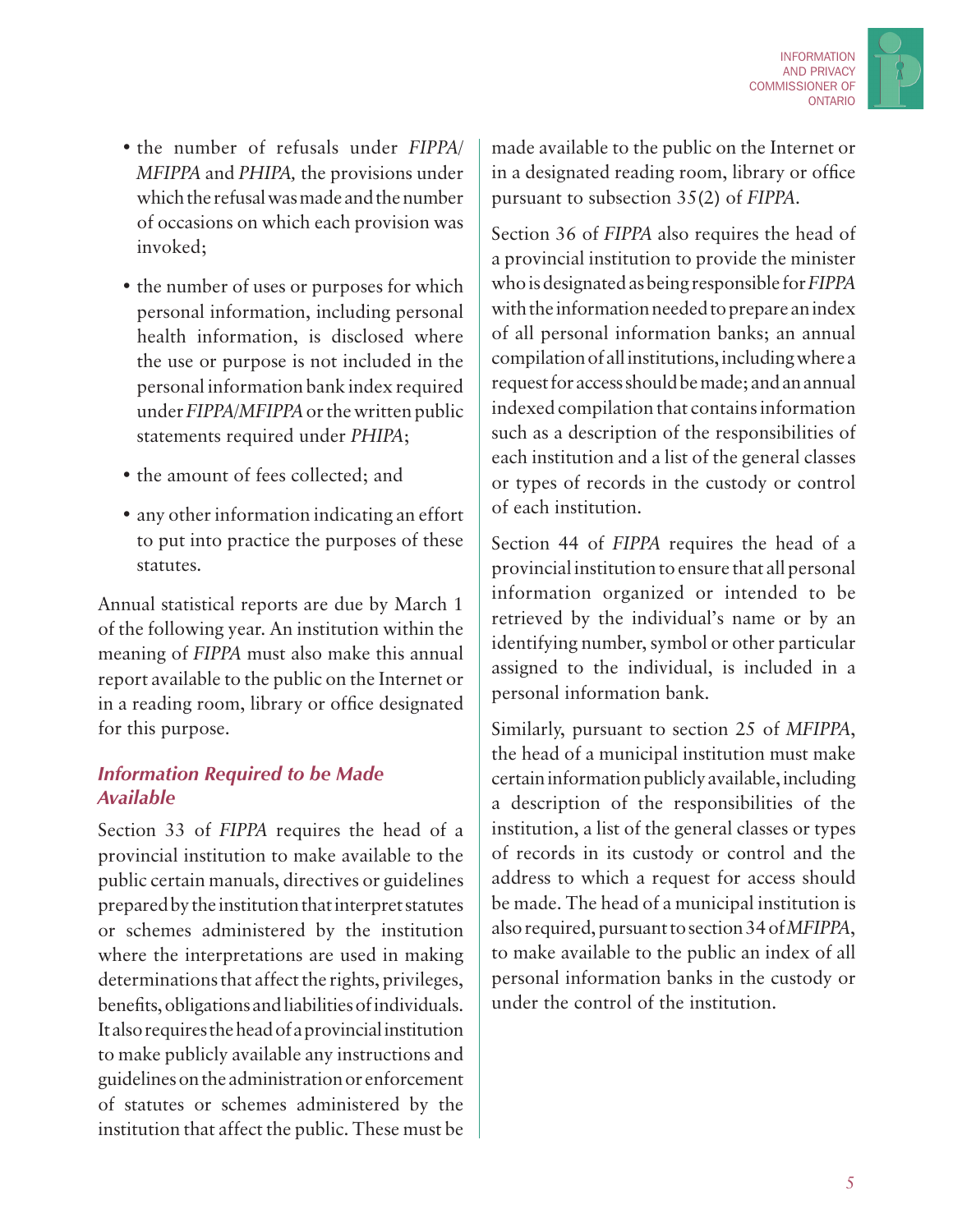- the number of refusals under *FIPPA*/*MFIPPA* and *PHIPA*, the provisions under which the refusal was made and the number of occasions on which each provision was invoked;
- the number of uses or purposes for which personal information, including personal health information, is disclosed where the use or purpose is not included in the personal information bank index required under *FIPPA*/*MFIPPA* or the written public statements required under *PHIPA*;
- the amount of fees collected; and
- any other information indicating an effort to put into practice the purposes of these statutes.

Annual statistical reports are due by March 1 of the following year. An institution within the meaning of *FIPPA* must also make this annual report available to the public on the Internet or in a reading room, library or office designated for this purpose.

### *Information Required to be Made Available*

Section 33 of *FIPPA* requires the head of a provincial institution to make available to the public certain manuals, directives or guidelines prepared by the institution that interpret statutes or schemes administered by the institution where the interpretations are used in making determinations that affect the rights, privileges, benefits, obligations and liabilities of individuals. It also requires the head of a provincial institution to make publicly available any instructions and guidelines on the administration or enforcement of statutes or schemes administered by the institution that affect the public. These must be made available to the public on the Internet or in a designated reading room, library or office pursuant to subsection 35(2) of *FIPPA*.

Section 36 of *FIPPA* also requires the head of a provincial institution to provide the minister who is designated as being responsible for *FIPPA* with the information needed to prepare an index of all personal information banks; an annual compilation of all institutions, including where a request for access should be made; and an annual indexed compilation that contains information such as a description of the responsibilities of each institution and a list of the general classes or types of records in the custody or control of each institution.

Section 44 of *FIPPA* requires the head of a provincial institution to ensure that all personal information organized or intended to be retrieved by the individual's name or by an identifying number, symbol or other particular assigned to the individual, is included in a personal information bank.

Similarly, pursuant to section 25 of *MFIPPA*, the head of a municipal institution must make certain information publicly available, including a description of the responsibilities of the institution, a list of the general classes or types of records in its custody or control and the address to which a request for access should be made. The head of a municipal institution is also required, pursuant to section 34 of *MFIPPA*, to make available to the public an index of all personal information banks in the custody or under the control of the institution.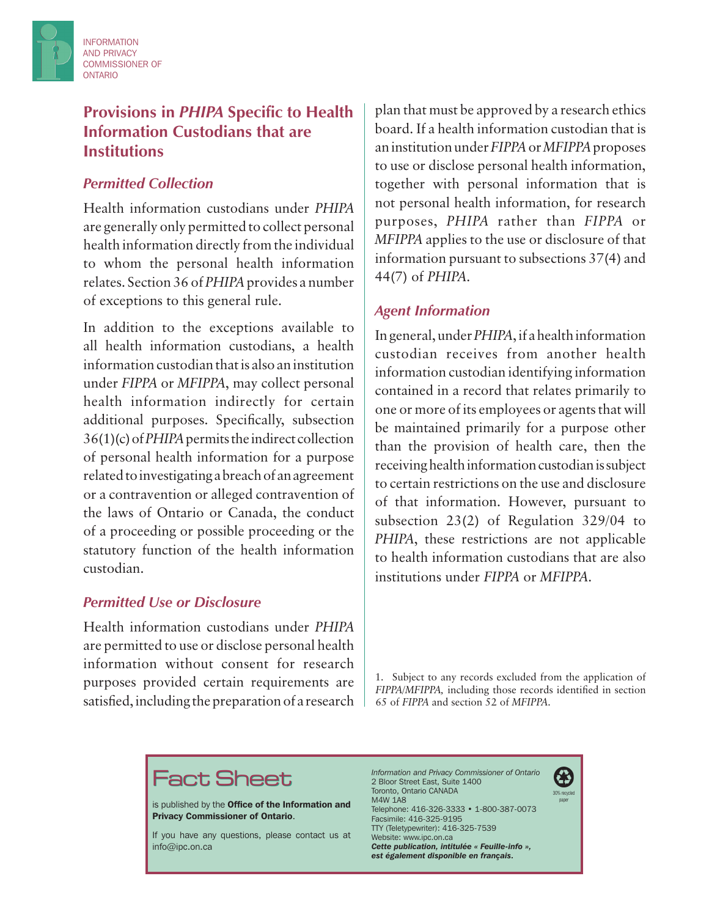## Provisions in *PHIPA* Specific to Health Information Custodians that are Institutions

### *Permitted Collection*

Health information custodians under *PHIPA* are generally only permitted to collect personal health information directly from the individual to whom the personal health information relates. Section 36 of *PHIPA* provides a number of exceptions to this general rule.

In addition to the exceptions available to all health information custodians, a health information custodian that is also an institution under *FIPPA* or *MFIPPA*, may collect personal health information indirectly for certain additional purposes. Specifically, subsection 36(1)(c) of *PHIPA* permits the indirect collection of personal health information for a purpose related to investigating a breach of an agreement or a contravention or alleged contravention of the laws of Ontario or Canada, the conduct of a proceeding or possible proceeding or the statutory function of the health information custodian.

### *Permitted Use or Disclosure*

Health information custodians under *PHIPA* are permitted to use or disclose personal health information without consent for research purposes provided certain requirements are satisfied, including the preparation of a research plan that must be approved by a research ethics board. If a health information custodian that is an institution under *FIPPA* or *MFIPPA* proposes to use or disclose personal health information, together with personal information that is not personal health information, for research purposes, *PHIPA* rather than *FIPPA* or *MFIPPA* applies to the use or disclosure of that information pursuant to subsections 37(4) and 44(7) of *PHIPA*.

### *Agent Information*

In general, under *PHIPA*, if a health information custodian receives from another health information custodian identifying information contained in a record that relates primarily to one or more of its employees or agents that will be maintained primarily for a purpose other than the provision of health care, then the receiving health information custodian is subject to certain restrictions on the use and disclosure of that information. However, pursuant to subsection 23(2) of Regulation 329/04 to *PHIPA*, these restrictions are not applicable to health information custodians that are also institutions under *FIPPA* or *MFIPPA*.

1. Subject to any records excluded from the application of *FIPPA/MFIPPA*, including those records identified in section 65 of *FIPPA* and section 52 of *MFIPPA*.

---

**Fact Sheet**

is published by the **Office of the Information and Privacy Commissioner of Ontario**.

If you have any questions, please contact us at info@ipc.on.ca

*Information and Privacy Commissioner of Ontario*
2 Bloor Street East, Suite 1400
Toronto, Ontario CANADA
M4W 1A8
Telephone: 416-326-3333 • 1-800-387-0073
Facsimile: 416-325-9195
TTY (Teletypewriter): 416-325-7539
Website: www.ipc.on.ca
***Cette publication, intitulée « Feuille-info », est également disponible en français.***

30% recycled paper